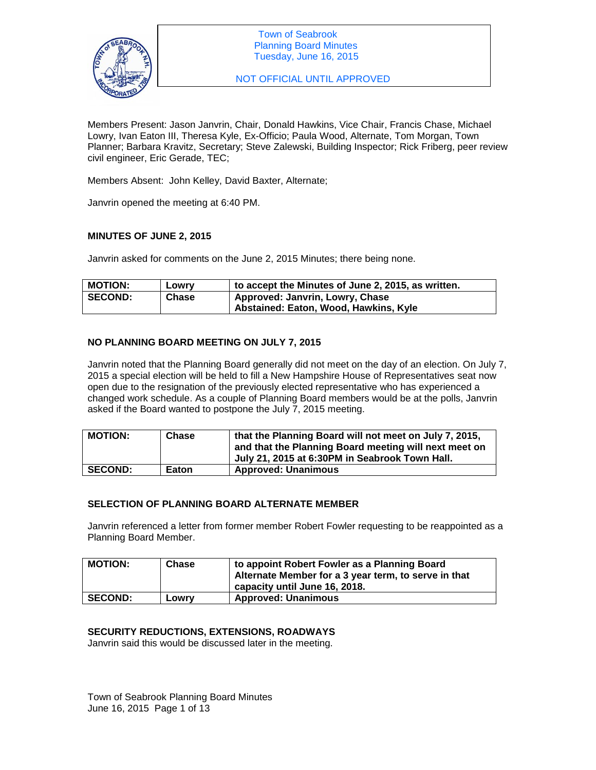Town of Seabrook
Planning Board Minutes
Tuesday, June 16, 2015

NOT OFFICIAL UNTIL APPROVED

Members Present: Jason Janvrin, Chair, Donald Hawkins, Vice Chair, Francis Chase, Michael Lowry, Ivan Eaton III, Theresa Kyle, Ex-Officio; Paula Wood, Alternate, Tom Morgan, Town Planner; Barbara Kravitz, Secretary; Steve Zalewski, Building Inspector; Rick Friberg, peer review civil engineer, Eric Gerade, TEC;

Members Absent: John Kelley, David Baxter, Alternate;

Janvrin opened the meeting at 6:40 PM.

## MINUTES OF JUNE 2, 2015

Janvrin asked for comments on the June 2, 2015 Minutes; there being none.

| | | |
|---|---|---|
| **MOTION:** | **Lowry** | **to accept the Minutes of June 2, 2015, as written.** |
| **SECOND:** | **Chase** | **Approved: Janvrin, Lowry, Chase**<br>**Abstained: Eaton, Wood, Hawkins, Kyle** |

## NO PLANNING BOARD MEETING ON JULY 7, 2015

Janvrin noted that the Planning Board generally did not meet on the day of an election. On July 7, 2015 a special election will be held to fill a New Hampshire House of Representatives seat now open due to the resignation of the previously elected representative who has experienced a changed work schedule. As a couple of Planning Board members would be at the polls, Janvrin asked if the Board wanted to postpone the July 7, 2015 meeting.

| | | |
|---|---|---|
| **MOTION:** | **Chase** | **that the Planning Board will not meet on July 7, 2015, and that the Planning Board meeting will next meet on July 21, 2015 at 6:30PM in Seabrook Town Hall.** |
| **SECOND:** | **Eaton** | **Approved: Unanimous** |

## SELECTION OF PLANNING BOARD ALTERNATE MEMBER

Janvrin referenced a letter from former member Robert Fowler requesting to be reappointed as a Planning Board Member.

| | | |
|---|---|---|
| **MOTION:** | **Chase** | **to appoint Robert Fowler as a Planning Board Alternate Member for a 3 year term, to serve in that capacity until June 16, 2018.** |
| **SECOND:** | **Lowry** | **Approved: Unanimous** |

## SECURITY REDUCTIONS, EXTENSIONS, ROADWAYS

Janvrin said this would be discussed later in the meeting.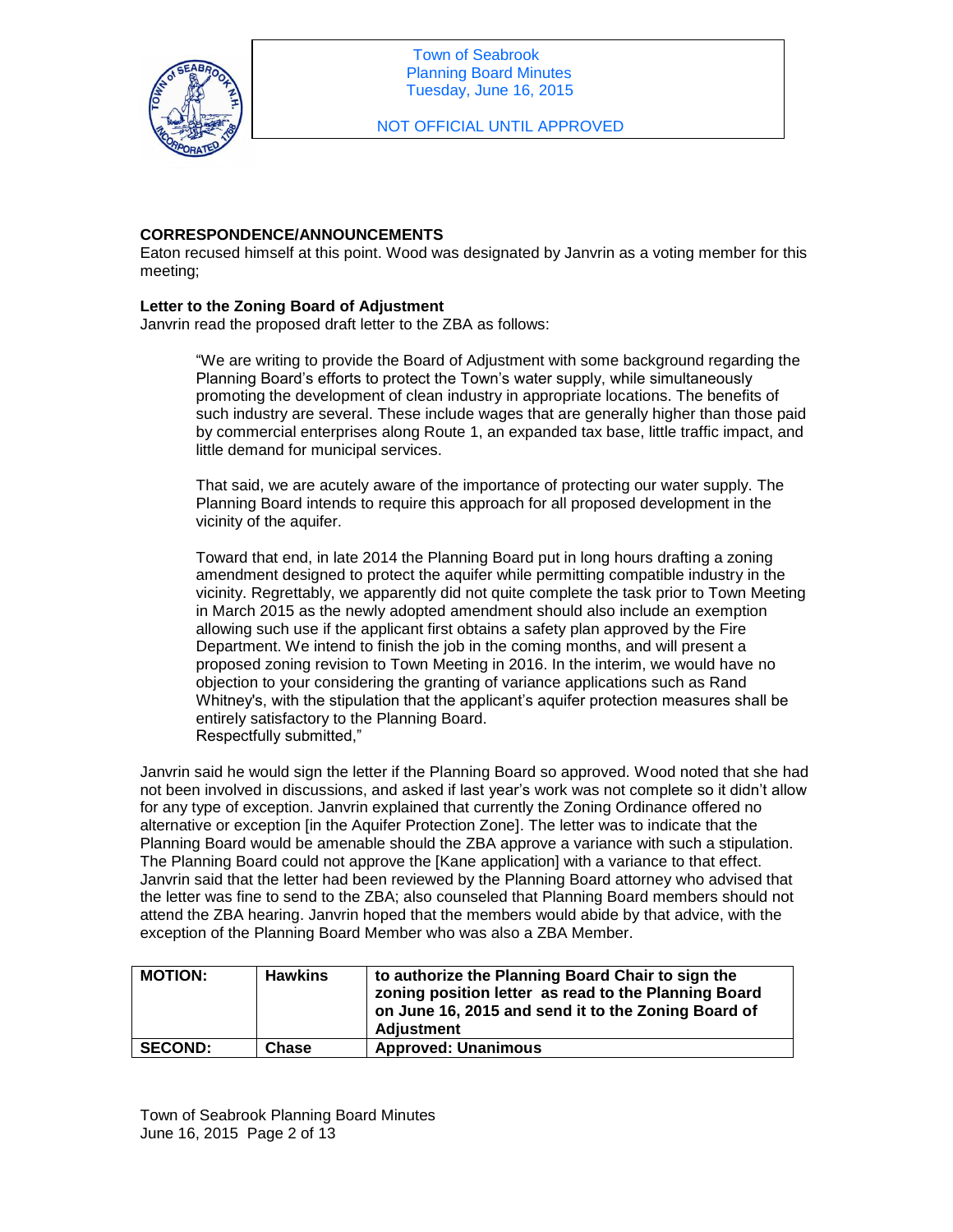**CORRESPONDENCE/ANNOUNCEMENTS**

Eaton recused himself at this point. Wood was designated by Janvrin as a voting member for this meeting;

**Letter to the Zoning Board of Adjustment**

Janvrin read the proposed draft letter to the ZBA as follows:

> "We are writing to provide the Board of Adjustment with some background regarding the Planning Board's efforts to protect the Town's water supply, while simultaneously promoting the development of clean industry in appropriate locations. The benefits of such industry are several. These include wages that are generally higher than those paid by commercial enterprises along Route 1, an expanded tax base, little traffic impact, and little demand for municipal services.
>
> That said, we are acutely aware of the importance of protecting our water supply. The Planning Board intends to require this approach for all proposed development in the vicinity of the aquifer.
>
> Toward that end, in late 2014 the Planning Board put in long hours drafting a zoning amendment designed to protect the aquifer while permitting compatible industry in the vicinity. Regrettably, we apparently did not quite complete the task prior to Town Meeting in March 2015 as the newly adopted amendment should also include an exemption allowing such use if the applicant first obtains a safety plan approved by the Fire Department. We intend to finish the job in the coming months, and will present a proposed zoning revision to Town Meeting in 2016. In the interim, we would have no objection to your considering the granting of variance applications such as Rand Whitney's, with the stipulation that the applicant's aquifer protection measures shall be entirely satisfactory to the Planning Board.
> Respectfully submitted,"

Janvrin said he would sign the letter if the Planning Board so approved. Wood noted that she had not been involved in discussions, and asked if last year's work was not complete so it didn't allow for any type of exception. Janvrin explained that currently the Zoning Ordinance offered no alternative or exception [in the Aquifer Protection Zone]. The letter was to indicate that the Planning Board would be amenable should the ZBA approve a variance with such a stipulation. The Planning Board could not approve the [Kane application] with a variance to that effect. Janvrin said that the letter had been reviewed by the Planning Board attorney who advised that the letter was fine to send to the ZBA; also counseled that Planning Board members should not attend the ZBA hearing. Janvrin hoped that the members would abide by that advice, with the exception of the Planning Board Member who was also a ZBA Member.

| | | |
|---|---|---|
| **MOTION:** | **Hawkins** | **to authorize the Planning Board Chair to sign the zoning position letter as read to the Planning Board on June 16, 2015 and send it to the Zoning Board of Adjustment** |
| **SECOND:** | **Chase** | **Approved: Unanimous** |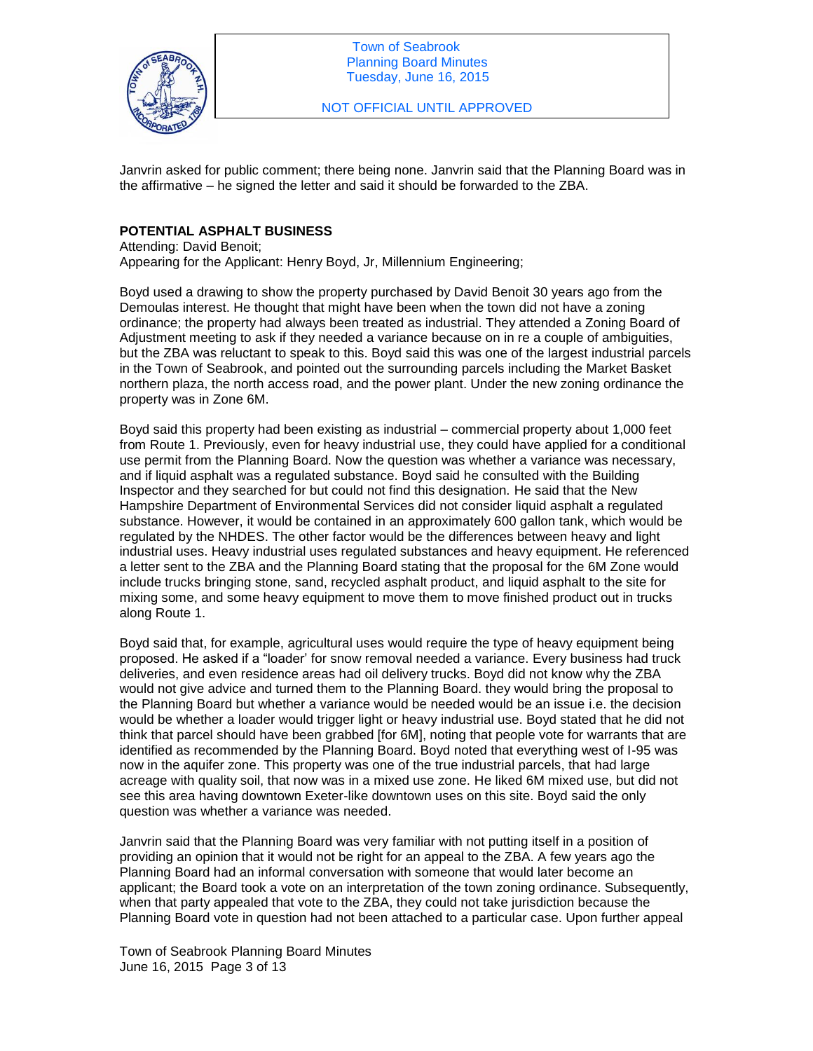Janvrin asked for public comment; there being none. Janvrin said that the Planning Board was in the affirmative – he signed the letter and said it should be forwarded to the ZBA.

**POTENTIAL ASPHALT BUSINESS**

Attending: David Benoit;
Appearing for the Applicant: Henry Boyd, Jr, Millennium Engineering;

Boyd used a drawing to show the property purchased by David Benoit 30 years ago from the Demoulas interest. He thought that might have been when the town did not have a zoning ordinance; the property had always been treated as industrial. They attended a Zoning Board of Adjustment meeting to ask if they needed a variance because on in re a couple of ambiguities, but the ZBA was reluctant to speak to this. Boyd said this was one of the largest industrial parcels in the Town of Seabrook, and pointed out the surrounding parcels including the Market Basket northern plaza, the north access road, and the power plant. Under the new zoning ordinance the property was in Zone 6M.

Boyd said this property had been existing as industrial – commercial property about 1,000 feet from Route 1. Previously, even for heavy industrial use, they could have applied for a conditional use permit from the Planning Board. Now the question was whether a variance was necessary, and if liquid asphalt was a regulated substance. Boyd said he consulted with the Building Inspector and they searched for but could not find this designation. He said that the New Hampshire Department of Environmental Services did not consider liquid asphalt a regulated substance. However, it would be contained in an approximately 600 gallon tank, which would be regulated by the NHDES. The other factor would be the differences between heavy and light industrial uses. Heavy industrial uses regulated substances and heavy equipment. He referenced a letter sent to the ZBA and the Planning Board stating that the proposal for the 6M Zone would include trucks bringing stone, sand, recycled asphalt product, and liquid asphalt to the site for mixing some, and some heavy equipment to move them to move finished product out in trucks along Route 1.

Boyd said that, for example, agricultural uses would require the type of heavy equipment being proposed. He asked if a "loader' for snow removal needed a variance. Every business had truck deliveries, and even residence areas had oil delivery trucks. Boyd did not know why the ZBA would not give advice and turned them to the Planning Board. they would bring the proposal to the Planning Board but whether a variance would be needed would be an issue i.e. the decision would be whether a loader would trigger light or heavy industrial use. Boyd stated that he did not think that parcel should have been grabbed [for 6M], noting that people vote for warrants that are identified as recommended by the Planning Board. Boyd noted that everything west of I-95 was now in the aquifer zone. This property was one of the true industrial parcels, that had large acreage with quality soil, that now was in a mixed use zone. He liked 6M mixed use, but did not see this area having downtown Exeter-like downtown uses on this site. Boyd said the only question was whether a variance was needed.

Janvrin said that the Planning Board was very familiar with not putting itself in a position of providing an opinion that it would not be right for an appeal to the ZBA. A few years ago the Planning Board had an informal conversation with someone that would later become an applicant; the Board took a vote on an interpretation of the town zoning ordinance. Subsequently, when that party appealed that vote to the ZBA, they could not take jurisdiction because the Planning Board vote in question had not been attached to a particular case. Upon further appeal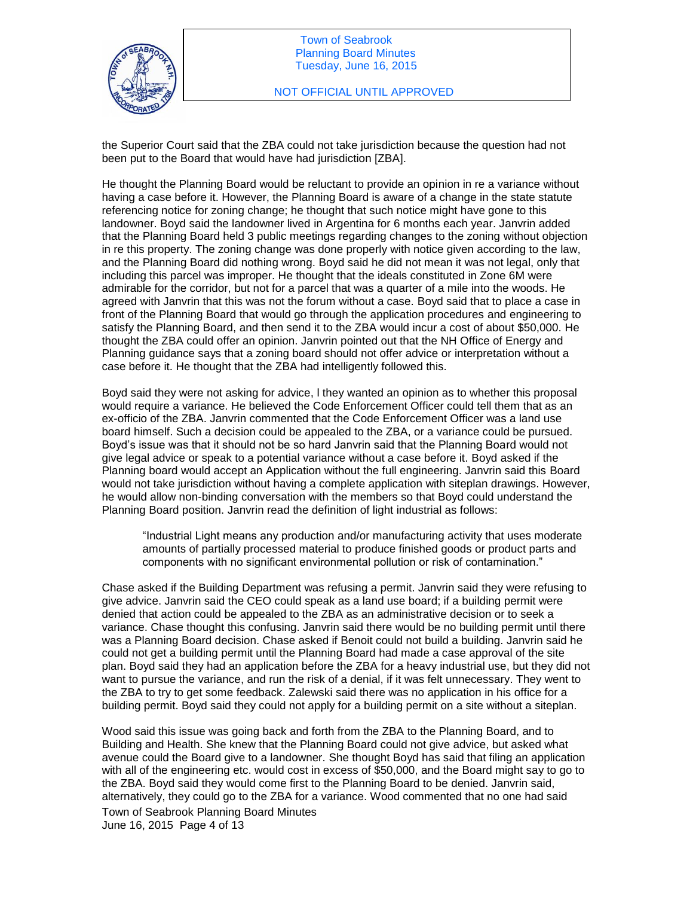the Superior Court said that the ZBA could not take jurisdiction because the question had not been put to the Board that would have had jurisdiction [ZBA].

He thought the Planning Board would be reluctant to provide an opinion in re a variance without having a case before it. However, the Planning Board is aware of a change in the state statute referencing notice for zoning change; he thought that such notice might have gone to this landowner. Boyd said the landowner lived in Argentina for 6 months each year. Janvrin added that the Planning Board held 3 public meetings regarding changes to the zoning without objection in re this property. The zoning change was done properly with notice given according to the law, and the Planning Board did nothing wrong. Boyd said he did not mean it was not legal, only that including this parcel was improper. He thought that the ideals constituted in Zone 6M were admirable for the corridor, but not for a parcel that was a quarter of a mile into the woods. He agreed with Janvrin that this was not the forum without a case. Boyd said that to place a case in front of the Planning Board that would go through the application procedures and engineering to satisfy the Planning Board, and then send it to the ZBA would incur a cost of about $50,000. He thought the ZBA could offer an opinion. Janvrin pointed out that the NH Office of Energy and Planning guidance says that a zoning board should not offer advice or interpretation without a case before it. He thought that the ZBA had intelligently followed this.

Boyd said they were not asking for advice, I they wanted an opinion as to whether this proposal would require a variance. He believed the Code Enforcement Officer could tell them that as an ex-officio of the ZBA. Janvrin commented that the Code Enforcement Officer was a land use board himself. Such a decision could be appealed to the ZBA, or a variance could be pursued. Boyd's issue was that it should not be so hard Janvrin said that the Planning Board would not give legal advice or speak to a potential variance without a case before it. Boyd asked if the Planning board would accept an Application without the full engineering. Janvrin said this Board would not take jurisdiction without having a complete application with siteplan drawings. However, he would allow non-binding conversation with the members so that Boyd could understand the Planning Board position. Janvrin read the definition of light industrial as follows:

> "Industrial Light means any production and/or manufacturing activity that uses moderate amounts of partially processed material to produce finished goods or product parts and components with no significant environmental pollution or risk of contamination."

Chase asked if the Building Department was refusing a permit. Janvrin said they were refusing to give advice. Janvrin said the CEO could speak as a land use board; if a building permit were denied that action could be appealed to the ZBA as an administrative decision or to seek a variance. Chase thought this confusing. Janvrin said there would be no building permit until there was a Planning Board decision. Chase asked if Benoit could not build a building. Janvrin said he could not get a building permit until the Planning Board had made a case approval of the site plan. Boyd said they had an application before the ZBA for a heavy industrial use, but they did not want to pursue the variance, and run the risk of a denial, if it was felt unnecessary. They went to the ZBA to try to get some feedback. Zalewski said there was no application in his office for a building permit. Boyd said they could not apply for a building permit on a site without a siteplan.

Wood said this issue was going back and forth from the ZBA to the Planning Board, and to Building and Health. She knew that the Planning Board could not give advice, but asked what avenue could the Board give to a landowner. She thought Boyd has said that filing an application with all of the engineering etc. would cost in excess of $50,000, and the Board might say to go to the ZBA. Boyd said they would come first to the Planning Board to be denied. Janvrin said, alternatively, they could go to the ZBA for a variance. Wood commented that no one had said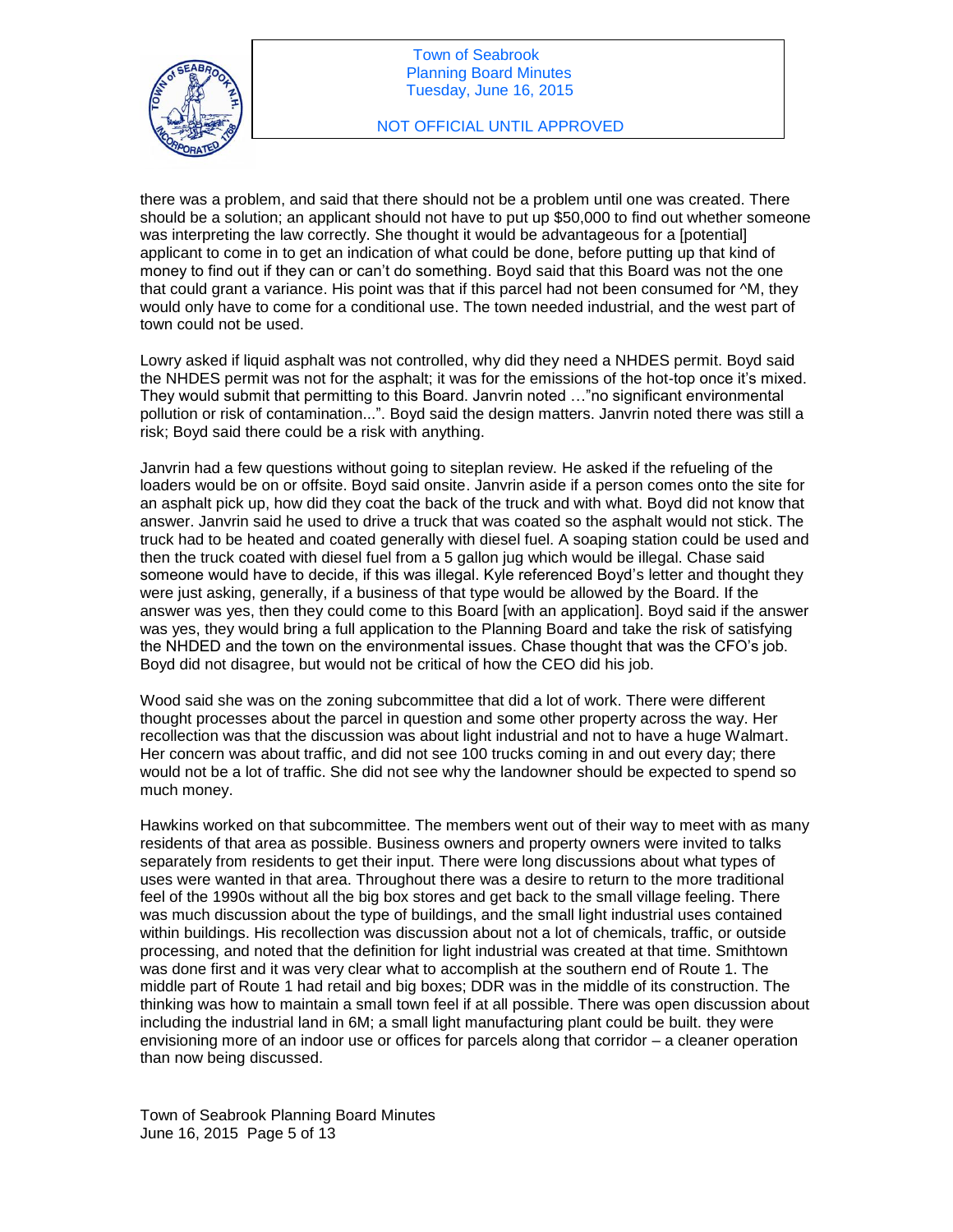there was a problem, and said that there should not be a problem until one was created. There should be a solution; an applicant should not have to put up $50,000 to find out whether someone was interpreting the law correctly. She thought it would be advantageous for a [potential] applicant to come in to get an indication of what could be done, before putting up that kind of money to find out if they can or can't do something. Boyd said that this Board was not the one that could grant a variance. His point was that if this parcel had not been consumed for ^M, they would only have to come for a conditional use. The town needed industrial, and the west part of town could not be used.

Lowry asked if liquid asphalt was not controlled, why did they need a NHDES permit. Boyd said the NHDES permit was not for the asphalt; it was for the emissions of the hot-top once it's mixed. They would submit that permitting to this Board. Janvrin noted …"no significant environmental pollution or risk of contamination...". Boyd said the design matters. Janvrin noted there was still a risk; Boyd said there could be a risk with anything.

Janvrin had a few questions without going to siteplan review. He asked if the refueling of the loaders would be on or offsite. Boyd said onsite. Janvrin aside if a person comes onto the site for an asphalt pick up, how did they coat the back of the truck and with what. Boyd did not know that answer. Janvrin said he used to drive a truck that was coated so the asphalt would not stick. The truck had to be heated and coated generally with diesel fuel. A soaping station could be used and then the truck coated with diesel fuel from a 5 gallon jug which would be illegal. Chase said someone would have to decide, if this was illegal. Kyle referenced Boyd's letter and thought they were just asking, generally, if a business of that type would be allowed by the Board. If the answer was yes, then they could come to this Board [with an application]. Boyd said if the answer was yes, they would bring a full application to the Planning Board and take the risk of satisfying the NHDED and the town on the environmental issues. Chase thought that was the CFO's job. Boyd did not disagree, but would not be critical of how the CEO did his job.

Wood said she was on the zoning subcommittee that did a lot of work. There were different thought processes about the parcel in question and some other property across the way. Her recollection was that the discussion was about light industrial and not to have a huge Walmart. Her concern was about traffic, and did not see 100 trucks coming in and out every day; there would not be a lot of traffic. She did not see why the landowner should be expected to spend so much money.

Hawkins worked on that subcommittee. The members went out of their way to meet with as many residents of that area as possible. Business owners and property owners were invited to talks separately from residents to get their input. There were long discussions about what types of uses were wanted in that area. Throughout there was a desire to return to the more traditional feel of the 1990s without all the big box stores and get back to the small village feeling. There was much discussion about the type of buildings, and the small light industrial uses contained within buildings. His recollection was discussion about not a lot of chemicals, traffic, or outside processing, and noted that the definition for light industrial was created at that time. Smithtown was done first and it was very clear what to accomplish at the southern end of Route 1. The middle part of Route 1 had retail and big boxes; DDR was in the middle of its construction. The thinking was how to maintain a small town feel if at all possible. There was open discussion about including the industrial land in 6M; a small light manufacturing plant could be built. they were envisioning more of an indoor use or offices for parcels along that corridor – a cleaner operation than now being discussed.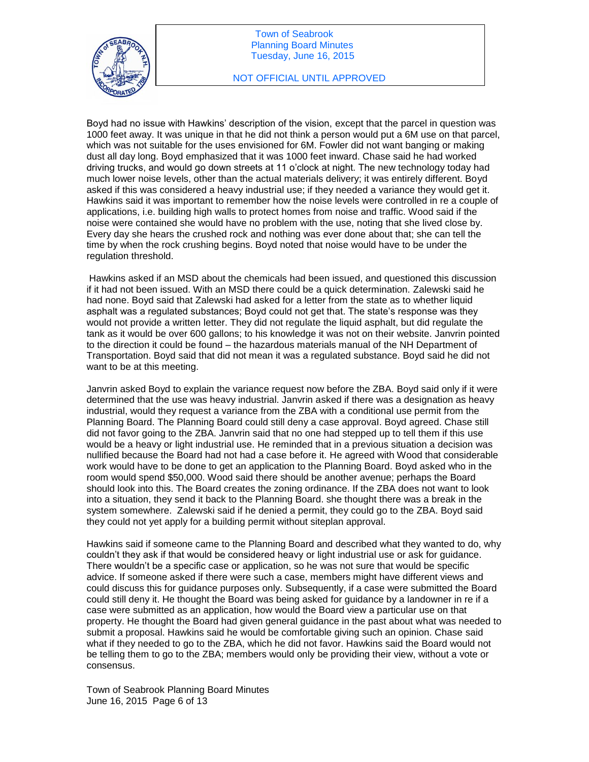Boyd had no issue with Hawkins' description of the vision, except that the parcel in question was 1000 feet away. It was unique in that he did not think a person would put a 6M use on that parcel, which was not suitable for the uses envisioned for 6M. Fowler did not want banging or making dust all day long. Boyd emphasized that it was 1000 feet inward. Chase said he had worked driving trucks, and would go down streets at 11 o'clock at night. The new technology today had much lower noise levels, other than the actual materials delivery; it was entirely different. Boyd asked if this was considered a heavy industrial use; if they needed a variance they would get it. Hawkins said it was important to remember how the noise levels were controlled in re a couple of applications, i.e. building high walls to protect homes from noise and traffic. Wood said if the noise were contained she would have no problem with the use, noting that she lived close by. Every day she hears the crushed rock and nothing was ever done about that; she can tell the time by when the rock crushing begins. Boyd noted that noise would have to be under the regulation threshold.

Hawkins asked if an MSD about the chemicals had been issued, and questioned this discussion if it had not been issued. With an MSD there could be a quick determination. Zalewski said he had none. Boyd said that Zalewski had asked for a letter from the state as to whether liquid asphalt was a regulated substances; Boyd could not get that. The state's response was they would not provide a written letter. They did not regulate the liquid asphalt, but did regulate the tank as it would be over 600 gallons; to his knowledge it was not on their website. Janvrin pointed to the direction it could be found – the hazardous materials manual of the NH Department of Transportation. Boyd said that did not mean it was a regulated substance. Boyd said he did not want to be at this meeting.

Janvrin asked Boyd to explain the variance request now before the ZBA. Boyd said only if it were determined that the use was heavy industrial. Janvrin asked if there was a designation as heavy industrial, would they request a variance from the ZBA with a conditional use permit from the Planning Board. The Planning Board could still deny a case approval. Boyd agreed. Chase still did not favor going to the ZBA. Janvrin said that no one had stepped up to tell them if this use would be a heavy or light industrial use. He reminded that in a previous situation a decision was nullified because the Board had not had a case before it. He agreed with Wood that considerable work would have to be done to get an application to the Planning Board. Boyd asked who in the room would spend $50,000. Wood said there should be another avenue; perhaps the Board should look into this. The Board creates the zoning ordinance. If the ZBA does not want to look into a situation, they send it back to the Planning Board. she thought there was a break in the system somewhere. Zalewski said if he denied a permit, they could go to the ZBA. Boyd said they could not yet apply for a building permit without siteplan approval.

Hawkins said if someone came to the Planning Board and described what they wanted to do, why couldn't they ask if that would be considered heavy or light industrial use or ask for guidance. There wouldn't be a specific case or application, so he was not sure that would be specific advice. If someone asked if there were such a case, members might have different views and could discuss this for guidance purposes only. Subsequently, if a case were submitted the Board could still deny it. He thought the Board was being asked for guidance by a landowner in re if a case were submitted as an application, how would the Board view a particular use on that property. He thought the Board had given general guidance in the past about what was needed to submit a proposal. Hawkins said he would be comfortable giving such an opinion. Chase said what if they needed to go to the ZBA, which he did not favor. Hawkins said the Board would not be telling them to go to the ZBA; members would only be providing their view, without a vote or consensus.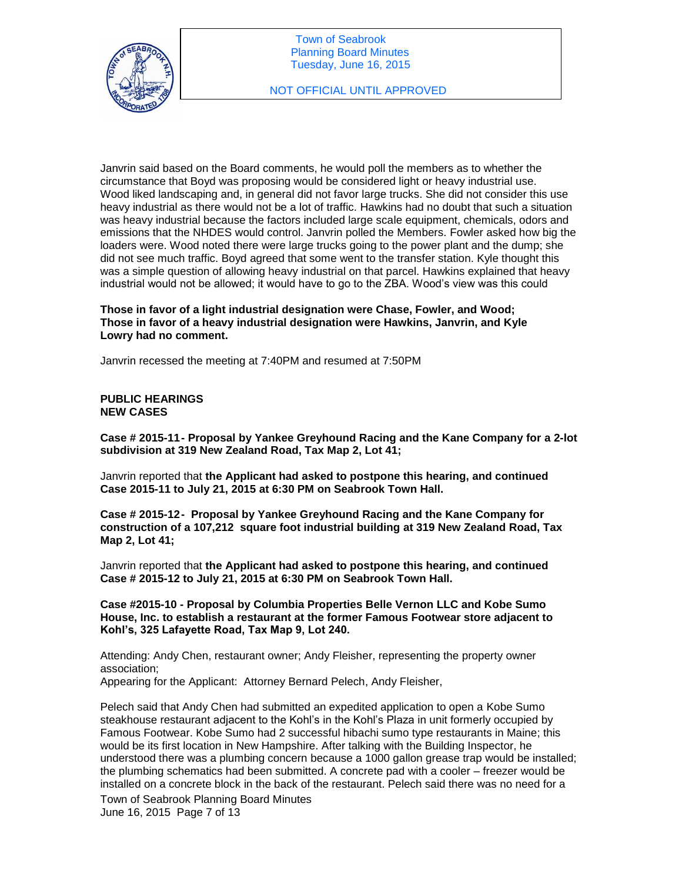Janvrin said based on the Board comments, he would poll the members as to whether the circumstance that Boyd was proposing would be considered light or heavy industrial use. Wood liked landscaping and, in general did not favor large trucks. She did not consider this use heavy industrial as there would not be a lot of traffic. Hawkins had no doubt that such a situation was heavy industrial because the factors included large scale equipment, chemicals, odors and emissions that the NHDES would control. Janvrin polled the Members. Fowler asked how big the loaders were. Wood noted there were large trucks going to the power plant and the dump; she did not see much traffic. Boyd agreed that some went to the transfer station. Kyle thought this was a simple question of allowing heavy industrial on that parcel. Hawkins explained that heavy industrial would not be allowed; it would have to go to the ZBA. Wood's view was this could

**Those in favor of a light industrial designation were Chase, Fowler, and Wood; Those in favor of a heavy industrial designation were Hawkins, Janvrin, and Kyle Lowry had no comment.**

Janvrin recessed the meeting at 7:40PM and resumed at 7:50PM

**PUBLIC HEARINGS**
**NEW CASES**

**Case # 2015-11 - Proposal by Yankee Greyhound Racing and the Kane Company for a 2-lot subdivision at 319 New Zealand Road, Tax Map 2, Lot 41;**

Janvrin reported that **the Applicant had asked to postpone this hearing, and continued Case 2015-11 to July 21, 2015 at 6:30 PM on Seabrook Town Hall.**

**Case # 2015-12 - Proposal by Yankee Greyhound Racing and the Kane Company for construction of a 107,212 square foot industrial building at 319 New Zealand Road, Tax Map 2, Lot 41;**

Janvrin reported that **the Applicant had asked to postpone this hearing, and continued Case # 2015-12 to July 21, 2015 at 6:30 PM on Seabrook Town Hall.**

**Case #2015-10 - Proposal by Columbia Properties Belle Vernon LLC and Kobe Sumo House, Inc. to establish a restaurant at the former Famous Footwear store adjacent to Kohl's, 325 Lafayette Road, Tax Map 9, Lot 240.**

Attending: Andy Chen, restaurant owner; Andy Fleisher, representing the property owner association;
Appearing for the Applicant: Attorney Bernard Pelech, Andy Fleisher,

Pelech said that Andy Chen had submitted an expedited application to open a Kobe Sumo steakhouse restaurant adjacent to the Kohl's in the Kohl's Plaza in unit formerly occupied by Famous Footwear. Kobe Sumo had 2 successful hibachi sumo type restaurants in Maine; this would be its first location in New Hampshire. After talking with the Building Inspector, he understood there was a plumbing concern because a 1000 gallon grease trap would be installed; the plumbing schematics had been submitted. A concrete pad with a cooler – freezer would be installed on a concrete block in the back of the restaurant. Pelech said there was no need for a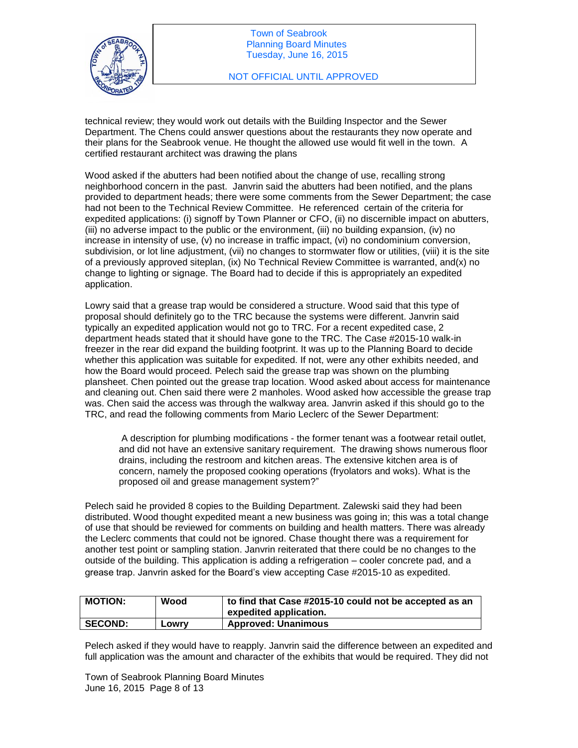technical review; they would work out details with the Building Inspector and the Sewer Department. The Chens could answer questions about the restaurants they now operate and their plans for the Seabrook venue. He thought the allowed use would fit well in the town. A certified restaurant architect was drawing the plans

Wood asked if the abutters had been notified about the change of use, recalling strong neighborhood concern in the past. Janvrin said the abutters had been notified, and the plans provided to department heads; there were some comments from the Sewer Department; the case had not been to the Technical Review Committee. He referenced certain of the criteria for expedited applications: (i) signoff by Town Planner or CFO, (ii) no discernible impact on abutters, (iii) no adverse impact to the public or the environment, (iii) no building expansion, (iv) no increase in intensity of use, (v) no increase in traffic impact, (vi) no condominium conversion, subdivision, or lot line adjustment, (vii) no changes to stormwater flow or utilities, (viii) it is the site of a previously approved siteplan, (ix) No Technical Review Committee is warranted, and(x) no change to lighting or signage. The Board had to decide if this is appropriately an expedited application.

Lowry said that a grease trap would be considered a structure. Wood said that this type of proposal should definitely go to the TRC because the systems were different. Janvrin said typically an expedited application would not go to TRC. For a recent expedited case, 2 department heads stated that it should have gone to the TRC. The Case #2015-10 walk-in freezer in the rear did expand the building footprint. It was up to the Planning Board to decide whether this application was suitable for expedited. If not, were any other exhibits needed, and how the Board would proceed. Pelech said the grease trap was shown on the plumbing plansheet. Chen pointed out the grease trap location. Wood asked about access for maintenance and cleaning out. Chen said there were 2 manholes. Wood asked how accessible the grease trap was. Chen said the access was through the walkway area. Janvrin asked if this should go to the TRC, and read the following comments from Mario Leclerc of the Sewer Department:

> A description for plumbing modifications - the former tenant was a footwear retail outlet, and did not have an extensive sanitary requirement. The drawing shows numerous floor drains, including the restroom and kitchen areas. The extensive kitchen area is of concern, namely the proposed cooking operations (fryolators and woks). What is the proposed oil and grease management system?"

Pelech said he provided 8 copies to the Building Department. Zalewski said they had been distributed. Wood thought expedited meant a new business was going in; this was a total change of use that should be reviewed for comments on building and health matters. There was already the Leclerc comments that could not be ignored. Chase thought there was a requirement for another test point or sampling station. Janvrin reiterated that there could be no changes to the outside of the building. This application is adding a refrigeration – cooler concrete pad, and a grease trap. Janvrin asked for the Board's view accepting Case #2015-10 as expedited.

| **MOTION:** | **Wood** | **to find that Case #2015-10 could not be accepted as an expedited application.** |
|---|---|---|
| **SECOND:** | **Lowry** | **Approved: Unanimous** |

Pelech asked if they would have to reapply. Janvrin said the difference between an expedited and full application was the amount and character of the exhibits that would be required. They did not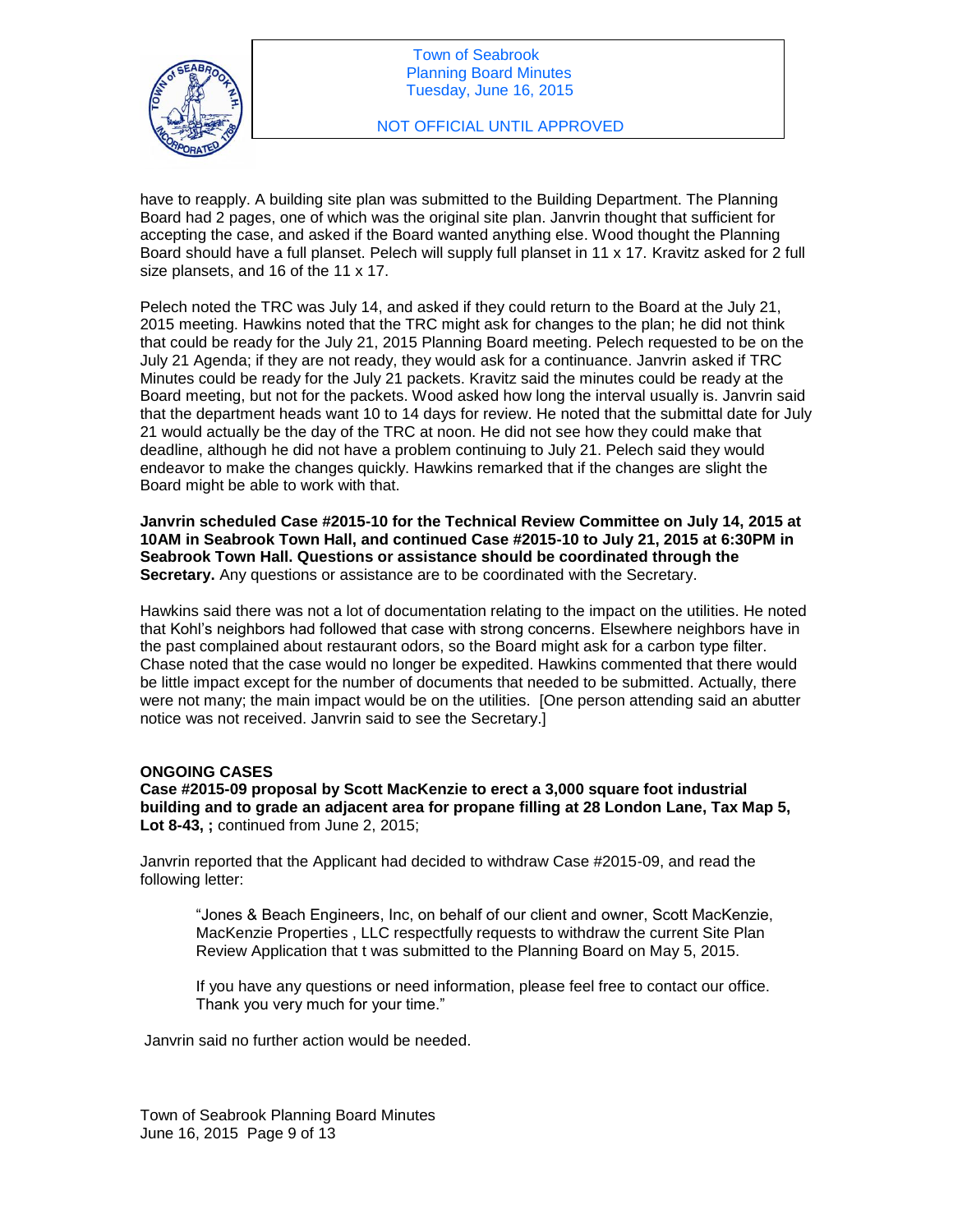have to reapply. A building site plan was submitted to the Building Department. The Planning Board had 2 pages, one of which was the original site plan. Janvrin thought that sufficient for accepting the case, and asked if the Board wanted anything else. Wood thought the Planning Board should have a full planset. Pelech will supply full planset in 11 x 17. Kravitz asked for 2 full size plansets, and 16 of the 11 x 17.

Pelech noted the TRC was July 14, and asked if they could return to the Board at the July 21, 2015 meeting. Hawkins noted that the TRC might ask for changes to the plan; he did not think that could be ready for the July 21, 2015 Planning Board meeting. Pelech requested to be on the July 21 Agenda; if they are not ready, they would ask for a continuance. Janvrin asked if TRC Minutes could be ready for the July 21 packets. Kravitz said the minutes could be ready at the Board meeting, but not for the packets. Wood asked how long the interval usually is. Janvrin said that the department heads want 10 to 14 days for review. He noted that the submittal date for July 21 would actually be the day of the TRC at noon. He did not see how they could make that deadline, although he did not have a problem continuing to July 21. Pelech said they would endeavor to make the changes quickly. Hawkins remarked that if the changes are slight the Board might be able to work with that.

**Janvrin scheduled Case #2015-10 for the Technical Review Committee on July 14, 2015 at 10AM in Seabrook Town Hall, and continued Case #2015-10 to July 21, 2015 at 6:30PM in Seabrook Town Hall. Questions or assistance should be coordinated through the Secretary.** Any questions or assistance are to be coordinated with the Secretary.

Hawkins said there was not a lot of documentation relating to the impact on the utilities. He noted that Kohl's neighbors had followed that case with strong concerns. Elsewhere neighbors have in the past complained about restaurant odors, so the Board might ask for a carbon type filter. Chase noted that the case would no longer be expedited. Hawkins commented that there would be little impact except for the number of documents that needed to be submitted. Actually, there were not many; the main impact would be on the utilities. [One person attending said an abutter notice was not received. Janvrin said to see the Secretary.]

**ONGOING CASES**

**Case #2015-09 proposal by Scott MacKenzie to erect a 3,000 square foot industrial building and to grade an adjacent area for propane filling at 28 London Lane, Tax Map 5, Lot 8-43, ;** continued from June 2, 2015;

Janvrin reported that the Applicant had decided to withdraw Case #2015-09, and read the following letter:

> "Jones & Beach Engineers, Inc, on behalf of our client and owner, Scott MacKenzie, MacKenzie Properties , LLC respectfully requests to withdraw the current Site Plan Review Application that t was submitted to the Planning Board on May 5, 2015.
>
> If you have any questions or need information, please feel free to contact our office. Thank you very much for your time."

Janvrin said no further action would be needed.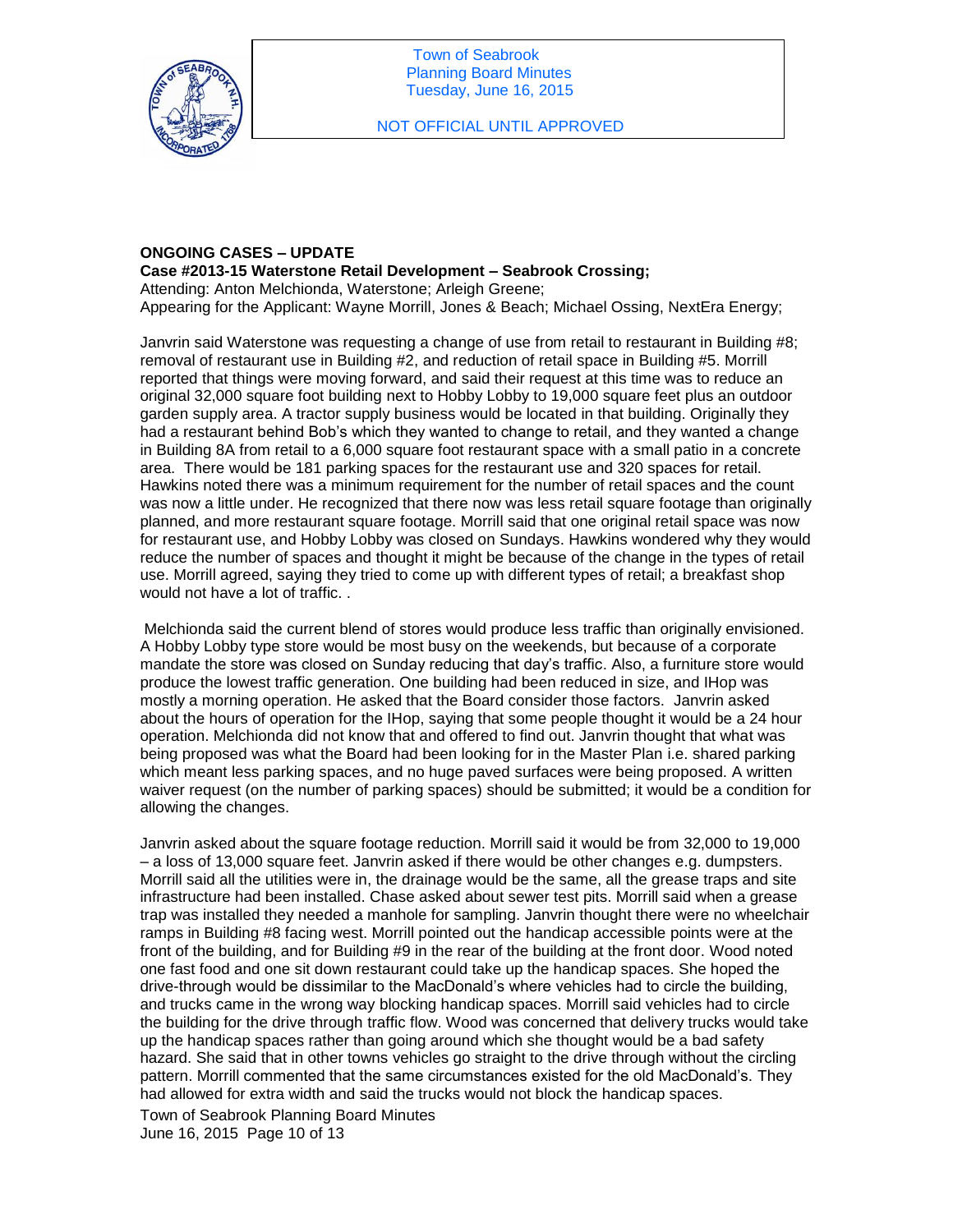**ONGOING CASES – UPDATE**

**Case #2013-15 Waterstone Retail Development – Seabrook Crossing;**

Attending: Anton Melchionda, Waterstone; Arleigh Greene;

Appearing for the Applicant: Wayne Morrill, Jones & Beach; Michael Ossing, NextEra Energy;

Janvrin said Waterstone was requesting a change of use from retail to restaurant in Building #8; removal of restaurant use in Building #2, and reduction of retail space in Building #5. Morrill reported that things were moving forward, and said their request at this time was to reduce an original 32,000 square foot building next to Hobby Lobby to 19,000 square feet plus an outdoor garden supply area. A tractor supply business would be located in that building. Originally they had a restaurant behind Bob's which they wanted to change to retail, and they wanted a change in Building 8A from retail to a 6,000 square foot restaurant space with a small patio in a concrete area. There would be 181 parking spaces for the restaurant use and 320 spaces for retail. Hawkins noted there was a minimum requirement for the number of retail spaces and the count was now a little under. He recognized that there now was less retail square footage than originally planned, and more restaurant square footage. Morrill said that one original retail space was now for restaurant use, and Hobby Lobby was closed on Sundays. Hawkins wondered why they would reduce the number of spaces and thought it might be because of the change in the types of retail use. Morrill agreed, saying they tried to come up with different types of retail; a breakfast shop would not have a lot of traffic. .

Melchionda said the current blend of stores would produce less traffic than originally envisioned. A Hobby Lobby type store would be most busy on the weekends, but because of a corporate mandate the store was closed on Sunday reducing that day's traffic. Also, a furniture store would produce the lowest traffic generation. One building had been reduced in size, and IHop was mostly a morning operation. He asked that the Board consider those factors. Janvrin asked about the hours of operation for the IHop, saying that some people thought it would be a 24 hour operation. Melchionda did not know that and offered to find out. Janvrin thought that what was being proposed was what the Board had been looking for in the Master Plan i.e. shared parking which meant less parking spaces, and no huge paved surfaces were being proposed. A written waiver request (on the number of parking spaces) should be submitted; it would be a condition for allowing the changes.

Janvrin asked about the square footage reduction. Morrill said it would be from 32,000 to 19,000 – a loss of 13,000 square feet. Janvrin asked if there would be other changes e.g. dumpsters. Morrill said all the utilities were in, the drainage would be the same, all the grease traps and site infrastructure had been installed. Chase asked about sewer test pits. Morrill said when a grease trap was installed they needed a manhole for sampling. Janvrin thought there were no wheelchair ramps in Building #8 facing west. Morrill pointed out the handicap accessible points were at the front of the building, and for Building #9 in the rear of the building at the front door. Wood noted one fast food and one sit down restaurant could take up the handicap spaces. She hoped the drive-through would be dissimilar to the MacDonald's where vehicles had to circle the building, and trucks came in the wrong way blocking handicap spaces. Morrill said vehicles had to circle the building for the drive through traffic flow. Wood was concerned that delivery trucks would take up the handicap spaces rather than going around which she thought would be a bad safety hazard. She said that in other towns vehicles go straight to the drive through without the circling pattern. Morrill commented that the same circumstances existed for the old MacDonald's. They had allowed for extra width and said the trucks would not block the handicap spaces.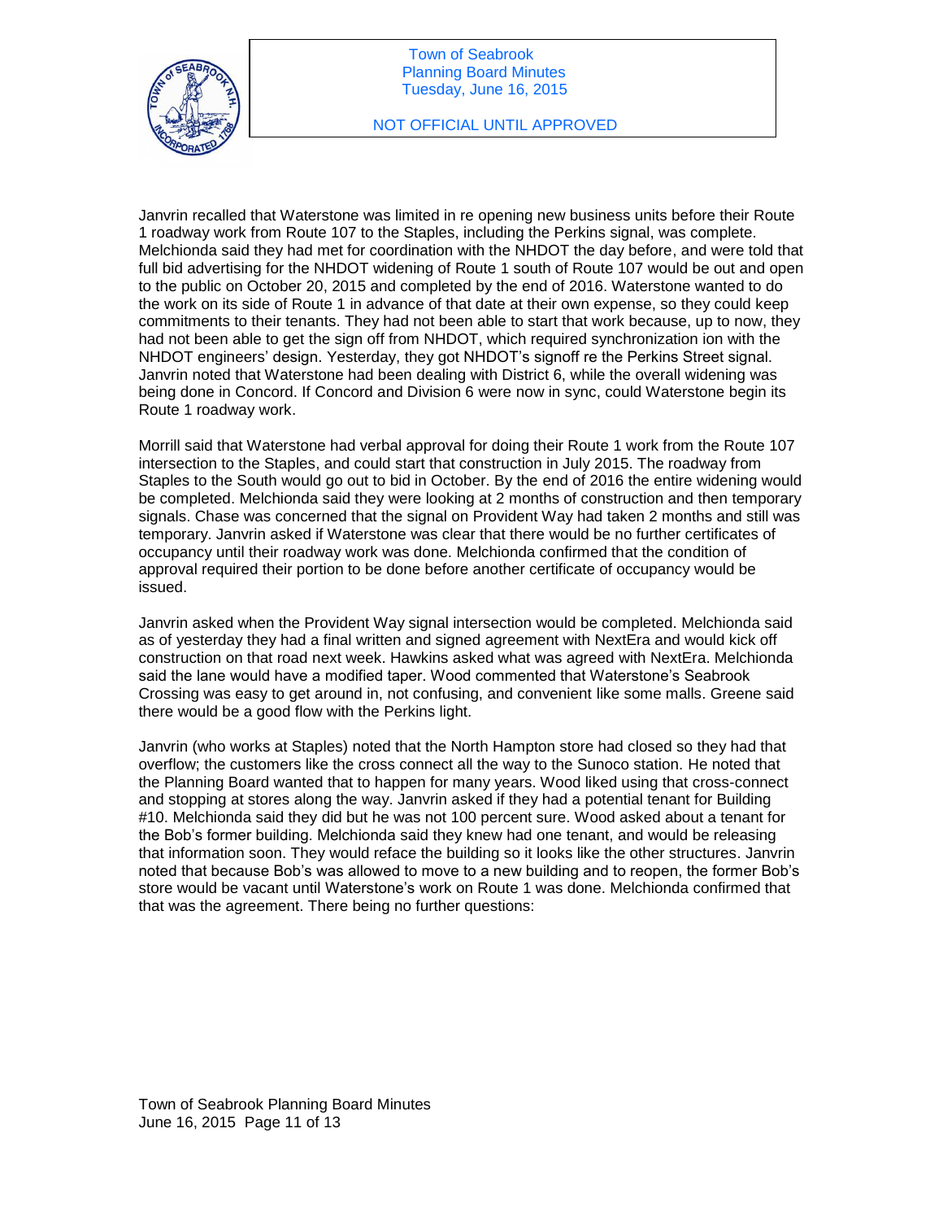Janvrin recalled that Waterstone was limited in re opening new business units before their Route 1 roadway work from Route 107 to the Staples, including the Perkins signal, was complete. Melchionda said they had met for coordination with the NHDOT the day before, and were told that full bid advertising for the NHDOT widening of Route 1 south of Route 107 would be out and open to the public on October 20, 2015 and completed by the end of 2016. Waterstone wanted to do the work on its side of Route 1 in advance of that date at their own expense, so they could keep commitments to their tenants. They had not been able to start that work because, up to now, they had not been able to get the sign off from NHDOT, which required synchronization ion with the NHDOT engineers' design. Yesterday, they got NHDOT's signoff re the Perkins Street signal. Janvrin noted that Waterstone had been dealing with District 6, while the overall widening was being done in Concord. If Concord and Division 6 were now in sync, could Waterstone begin its Route 1 roadway work.

Morrill said that Waterstone had verbal approval for doing their Route 1 work from the Route 107 intersection to the Staples, and could start that construction in July 2015. The roadway from Staples to the South would go out to bid in October. By the end of 2016 the entire widening would be completed. Melchionda said they were looking at 2 months of construction and then temporary signals. Chase was concerned that the signal on Provident Way had taken 2 months and still was temporary. Janvrin asked if Waterstone was clear that there would be no further certificates of occupancy until their roadway work was done. Melchionda confirmed that the condition of approval required their portion to be done before another certificate of occupancy would be issued.

Janvrin asked when the Provident Way signal intersection would be completed. Melchionda said as of yesterday they had a final written and signed agreement with NextEra and would kick off construction on that road next week. Hawkins asked what was agreed with NextEra. Melchionda said the lane would have a modified taper. Wood commented that Waterstone's Seabrook Crossing was easy to get around in, not confusing, and convenient like some malls. Greene said there would be a good flow with the Perkins light.

Janvrin (who works at Staples) noted that the North Hampton store had closed so they had that overflow; the customers like the cross connect all the way to the Sunoco station. He noted that the Planning Board wanted that to happen for many years. Wood liked using that cross-connect and stopping at stores along the way. Janvrin asked if they had a potential tenant for Building #10. Melchionda said they did but he was not 100 percent sure. Wood asked about a tenant for the Bob's former building. Melchionda said they knew had one tenant, and would be releasing that information soon. They would reface the building so it looks like the other structures. Janvrin noted that because Bob's was allowed to move to a new building and to reopen, the former Bob's store would be vacant until Waterstone's work on Route 1 was done. Melchionda confirmed that that was the agreement. There being no further questions: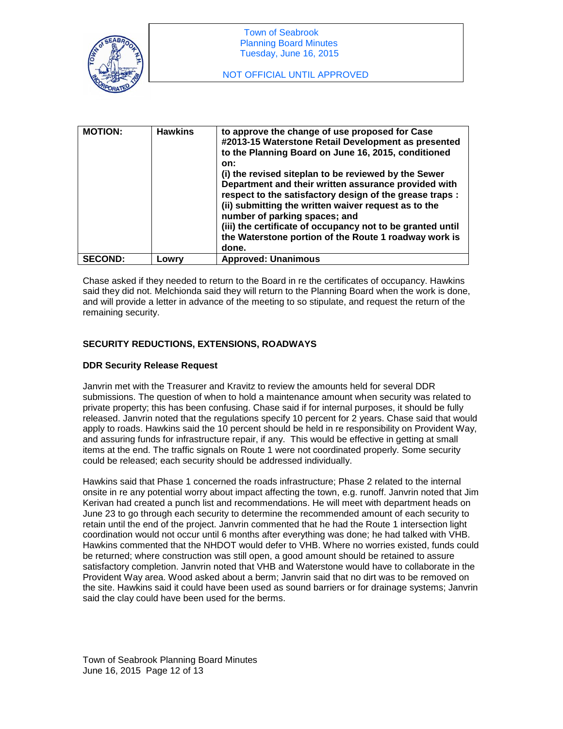| MOTION: | Hawkins | to approve the change of use proposed for Case #2013-15 Waterstone Retail Development as presented to the Planning Board on June 16, 2015, conditioned on:<br>(i) the revised siteplan to be reviewed by the Sewer Department and their written assurance provided with respect to the satisfactory design of the grease traps :<br>(ii) submitting the written waiver request as to the number of parking spaces; and<br>(iii) the certificate of occupancy not to be granted until the Waterstone portion of the Route 1 roadway work is done. |
|---|---|---|
| **SECOND:** | **Lowry** | **Approved: Unanimous** |

Chase asked if they needed to return to the Board in re the certificates of occupancy. Hawkins said they did not. Melchionda said they will return to the Planning Board when the work is done, and will provide a letter in advance of the meeting to so stipulate, and request the return of the remaining security.

## SECURITY REDUCTIONS, EXTENSIONS, ROADWAYS

### DDR Security Release Request

Janvrin met with the Treasurer and Kravitz to review the amounts held for several DDR submissions. The question of when to hold a maintenance amount when security was related to private property; this has been confusing. Chase said if for internal purposes, it should be fully released. Janvrin noted that the regulations specify 10 percent for 2 years. Chase said that would apply to roads. Hawkins said the 10 percent should be held in re responsibility on Provident Way, and assuring funds for infrastructure repair, if any. This would be effective in getting at small items at the end. The traffic signals on Route 1 were not coordinated properly. Some security could be released; each security should be addressed individually.

Hawkins said that Phase 1 concerned the roads infrastructure; Phase 2 related to the internal onsite in re any potential worry about impact affecting the town, e.g. runoff. Janvrin noted that Jim Kerivan had created a punch list and recommendations. He will meet with department heads on June 23 to go through each security to determine the recommended amount of each security to retain until the end of the project. Janvrin commented that he had the Route 1 intersection light coordination would not occur until 6 months after everything was done; he had talked with VHB. Hawkins commented that the NHDOT would defer to VHB. Where no worries existed, funds could be returned; where construction was still open, a good amount should be retained to assure satisfactory completion. Janvrin noted that VHB and Waterstone would have to collaborate in the Provident Way area. Wood asked about a berm; Janvrin said that no dirt was to be removed on the site. Hawkins said it could have been used as sound barriers or for drainage systems; Janvrin said the clay could have been used for the berms.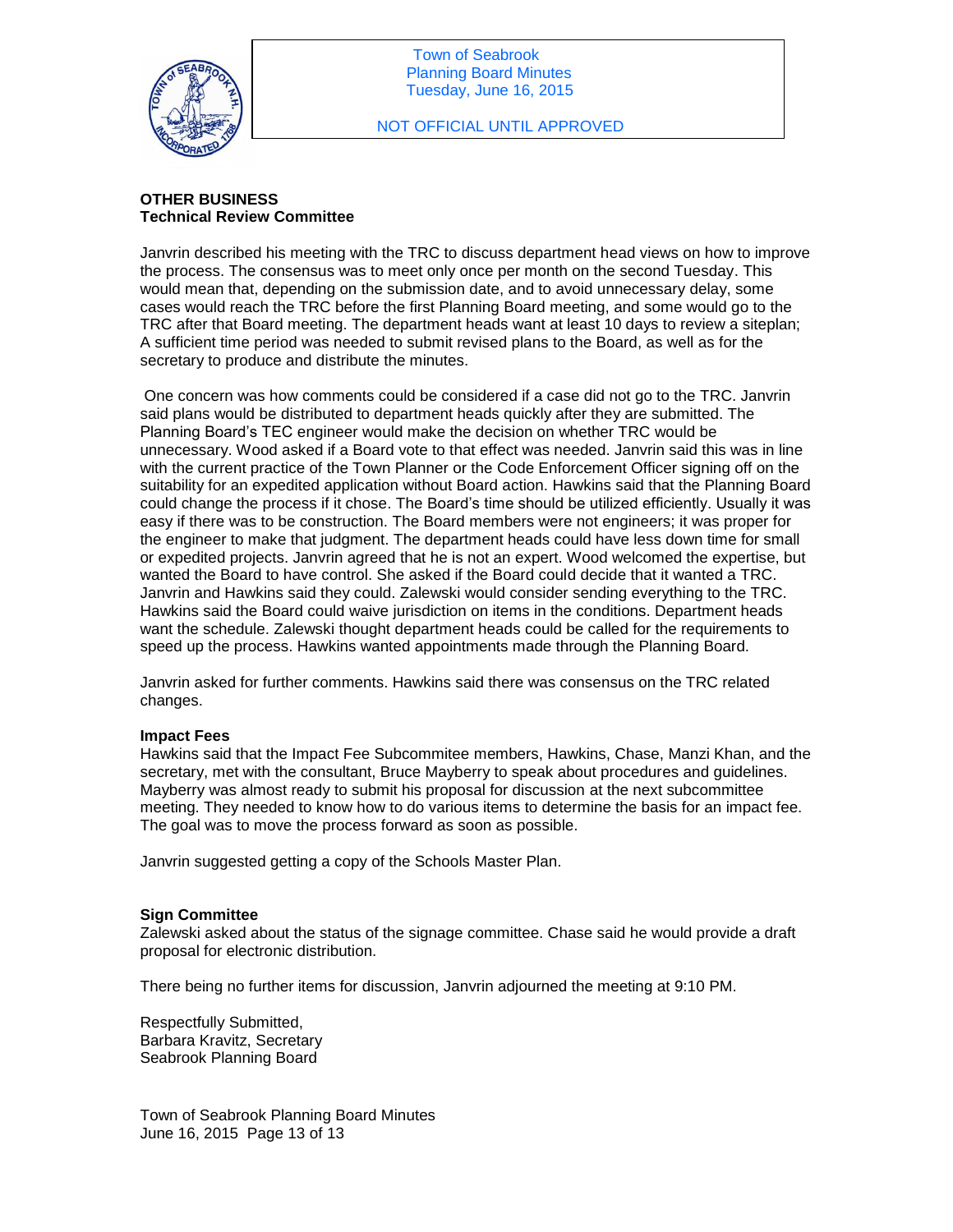Town of Seabrook
Planning Board Minutes
Tuesday, June 16, 2015

NOT OFFICIAL UNTIL APPROVED

**OTHER BUSINESS**
**Technical Review Committee**

Janvrin described his meeting with the TRC to discuss department head views on how to improve the process. The consensus was to meet only once per month on the second Tuesday. This would mean that, depending on the submission date, and to avoid unnecessary delay, some cases would reach the TRC before the first Planning Board meeting, and some would go to the TRC after that Board meeting. The department heads want at least 10 days to review a siteplan; A sufficient time period was needed to submit revised plans to the Board, as well as for the secretary to produce and distribute the minutes.

One concern was how comments could be considered if a case did not go to the TRC. Janvrin said plans would be distributed to department heads quickly after they are submitted. The Planning Board's TEC engineer would make the decision on whether TRC would be unnecessary. Wood asked if a Board vote to that effect was needed. Janvrin said this was in line with the current practice of the Town Planner or the Code Enforcement Officer signing off on the suitability for an expedited application without Board action. Hawkins said that the Planning Board could change the process if it chose. The Board's time should be utilized efficiently. Usually it was easy if there was to be construction. The Board members were not engineers; it was proper for the engineer to make that judgment. The department heads could have less down time for small or expedited projects. Janvrin agreed that he is not an expert. Wood welcomed the expertise, but wanted the Board to have control. She asked if the Board could decide that it wanted a TRC. Janvrin and Hawkins said they could. Zalewski would consider sending everything to the TRC. Hawkins said the Board could waive jurisdiction on items in the conditions. Department heads want the schedule. Zalewski thought department heads could be called for the requirements to speed up the process. Hawkins wanted appointments made through the Planning Board.

Janvrin asked for further comments. Hawkins said there was consensus on the TRC related changes.

**Impact Fees**
Hawkins said that the Impact Fee Subcommitee members, Hawkins, Chase, Manzi Khan, and the secretary, met with the consultant, Bruce Mayberry to speak about procedures and guidelines. Mayberry was almost ready to submit his proposal for discussion at the next subcommittee meeting. They needed to know how to do various items to determine the basis for an impact fee. The goal was to move the process forward as soon as possible.

Janvrin suggested getting a copy of the Schools Master Plan.

**Sign Committee**
Zalewski asked about the status of the signage committee. Chase said he would provide a draft proposal for electronic distribution.

There being no further items for discussion, Janvrin adjourned the meeting at 9:10 PM.

Respectfully Submitted,
Barbara Kravitz, Secretary
Seabrook Planning Board